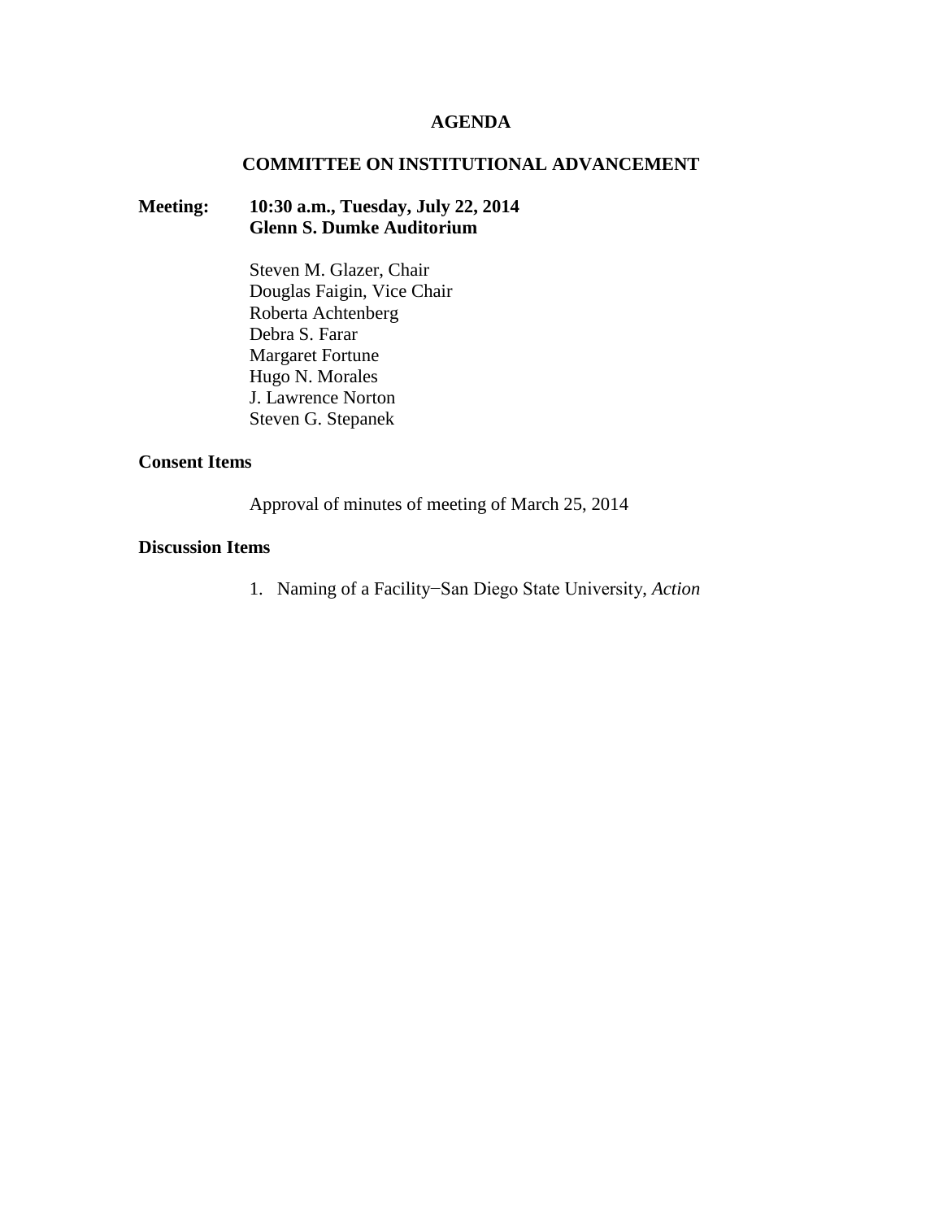# AGENDA

## COMMITTEE ON INSTITUTIONAL ADVANCEMENT

**Meeting:** **10:30 a.m., Tuesday, July 22, 2014**
**Glenn S. Dumke Auditorium**

Steven M. Glazer, Chair
Douglas Faigin, Vice Chair
Roberta Achtenberg
Debra S. Farar
Margaret Fortune
Hugo N. Morales
J. Lawrence Norton
Steven G. Stepanek

**Consent Items**

Approval of minutes of meeting of March 25, 2014

**Discussion Items**

1. Naming of a Facility−San Diego State University, *Action*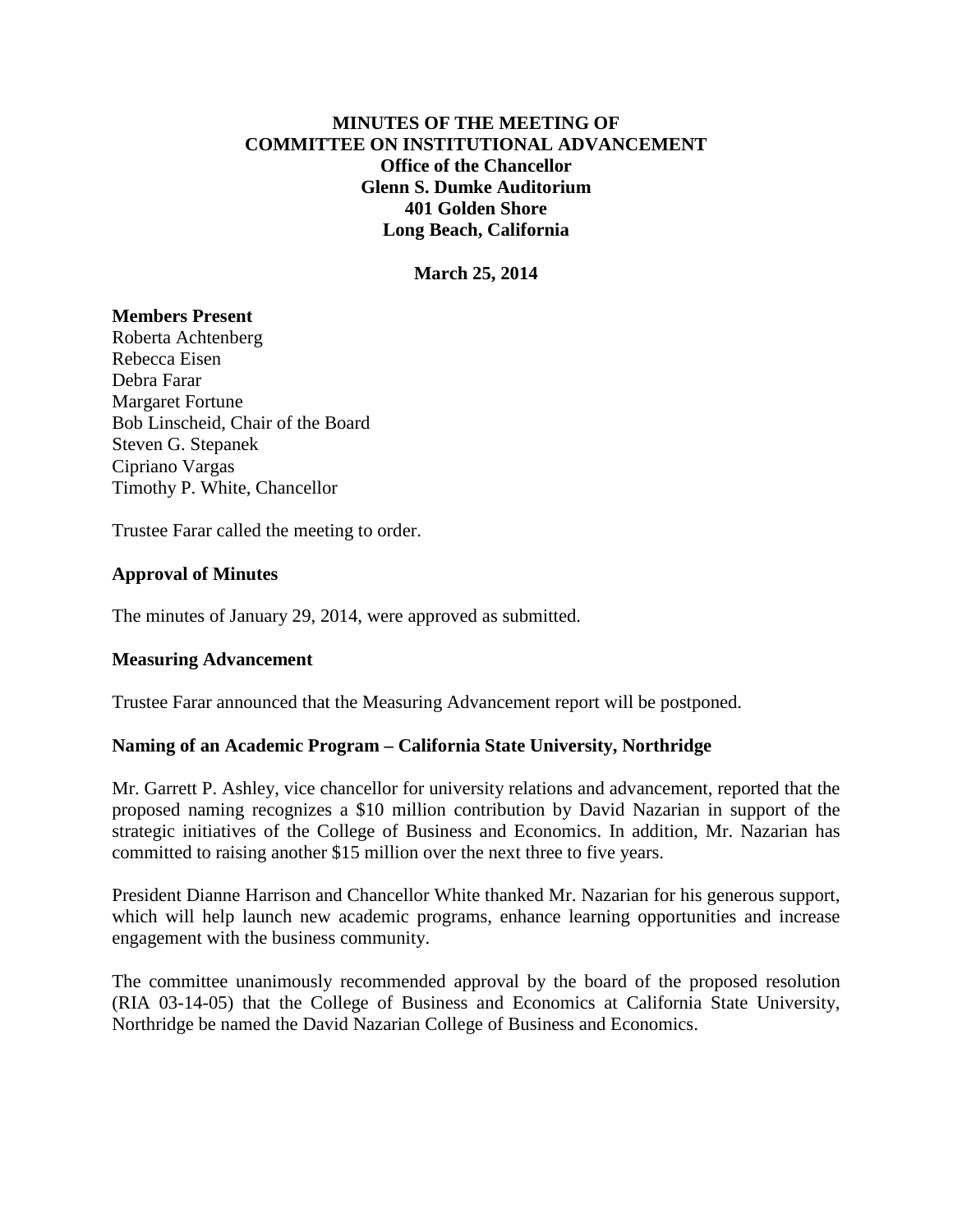**MINUTES OF THE MEETING OF**
**COMMITTEE ON INSTITUTIONAL ADVANCEMENT**
**Office of the Chancellor**
**Glenn S. Dumke Auditorium**
**401 Golden Shore**
**Long Beach, California**

**March 25, 2014**

**Members Present**

Roberta Achtenberg
Rebecca Eisen
Debra Farar
Margaret Fortune
Bob Linscheid, Chair of the Board
Steven G. Stepanek
Cipriano Vargas
Timothy P. White, Chancellor

Trustee Farar called the meeting to order.

**Approval of Minutes**

The minutes of January 29, 2014, were approved as submitted.

**Measuring Advancement**

Trustee Farar announced that the Measuring Advancement report will be postponed.

**Naming of an Academic Program – California State University, Northridge**

Mr. Garrett P. Ashley, vice chancellor for university relations and advancement, reported that the proposed naming recognizes a $10 million contribution by David Nazarian in support of the strategic initiatives of the College of Business and Economics. In addition, Mr. Nazarian has committed to raising another $15 million over the next three to five years.

President Dianne Harrison and Chancellor White thanked Mr. Nazarian for his generous support, which will help launch new academic programs, enhance learning opportunities and increase engagement with the business community.

The committee unanimously recommended approval by the board of the proposed resolution (RIA 03-14-05) that the College of Business and Economics at California State University, Northridge be named the David Nazarian College of Business and Economics.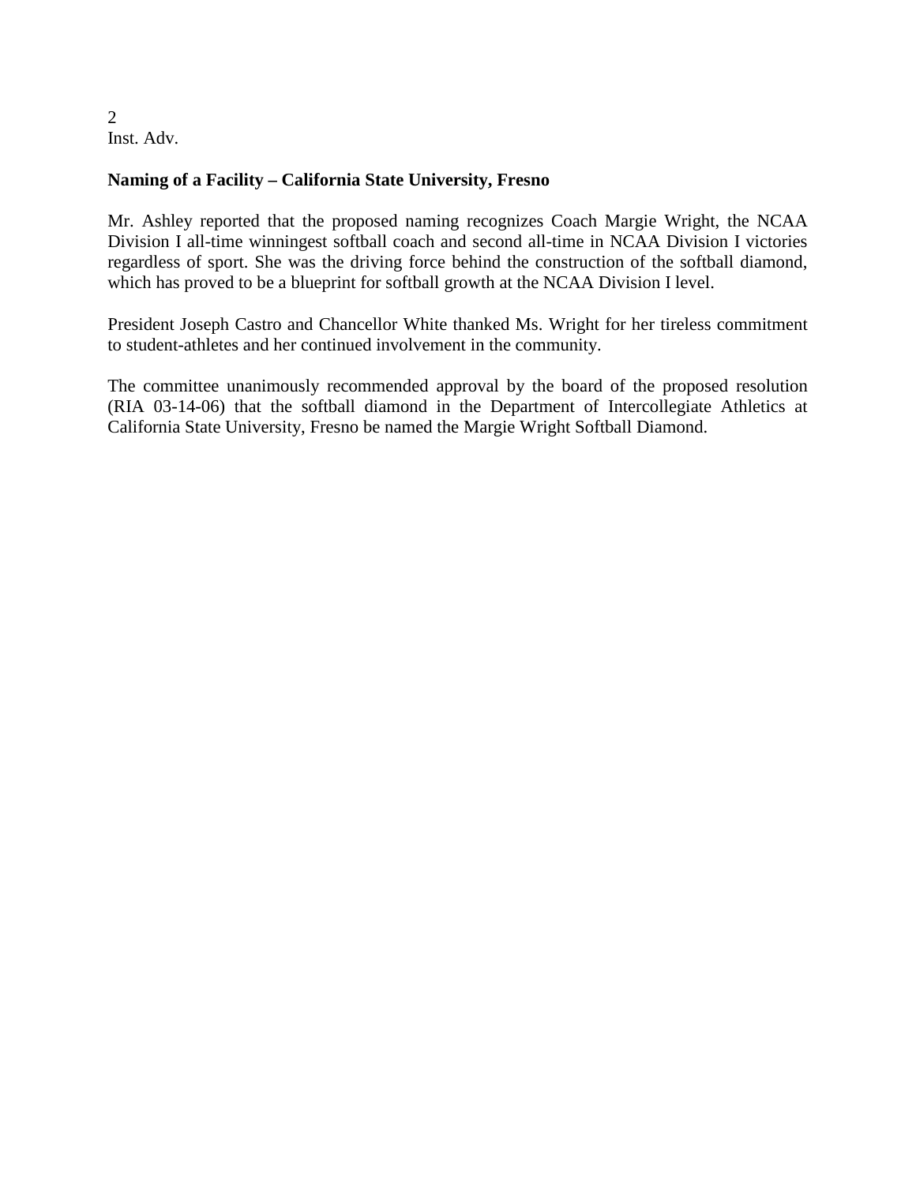**Naming of a Facility – California State University, Fresno**

Mr. Ashley reported that the proposed naming recognizes Coach Margie Wright, the NCAA Division I all-time winningest softball coach and second all-time in NCAA Division I victories regardless of sport. She was the driving force behind the construction of the softball diamond, which has proved to be a blueprint for softball growth at the NCAA Division I level.

President Joseph Castro and Chancellor White thanked Ms. Wright for her tireless commitment to student-athletes and her continued involvement in the community.

The committee unanimously recommended approval by the board of the proposed resolution (RIA 03-14-06) that the softball diamond in the Department of Intercollegiate Athletics at California State University, Fresno be named the Margie Wright Softball Diamond.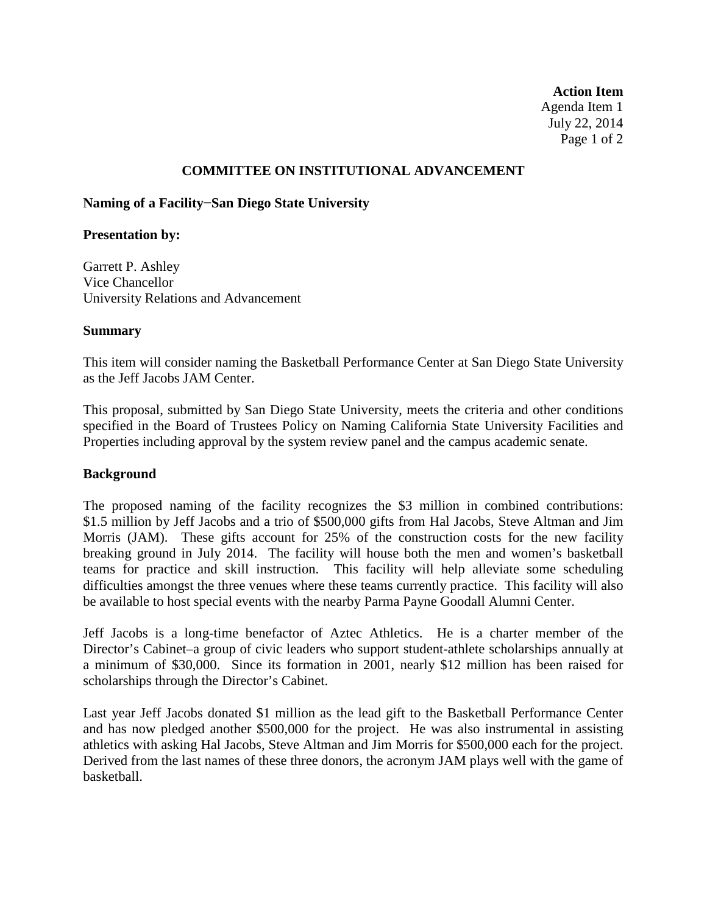**Action Item**
Agenda Item 1
July 22, 2014

## COMMITTEE ON INSTITUTIONAL ADVANCEMENT

**Naming of a Facility−San Diego State University**

**Presentation by:**

Garrett P. Ashley
Vice Chancellor
University Relations and Advancement

**Summary**

This item will consider naming the Basketball Performance Center at San Diego State University as the Jeff Jacobs JAM Center.

This proposal, submitted by San Diego State University, meets the criteria and other conditions specified in the Board of Trustees Policy on Naming California State University Facilities and Properties including approval by the system review panel and the campus academic senate.

**Background**

The proposed naming of the facility recognizes the $3 million in combined contributions: $1.5 million by Jeff Jacobs and a trio of $500,000 gifts from Hal Jacobs, Steve Altman and Jim Morris (JAM). These gifts account for 25% of the construction costs for the new facility breaking ground in July 2014. The facility will house both the men and women's basketball teams for practice and skill instruction. This facility will help alleviate some scheduling difficulties amongst the three venues where these teams currently practice. This facility will also be available to host special events with the nearby Parma Payne Goodall Alumni Center.

Jeff Jacobs is a long-time benefactor of Aztec Athletics. He is a charter member of the Director's Cabinet–a group of civic leaders who support student-athlete scholarships annually at a minimum of $30,000. Since its formation in 2001, nearly $12 million has been raised for scholarships through the Director's Cabinet.

Last year Jeff Jacobs donated $1 million as the lead gift to the Basketball Performance Center and has now pledged another $500,000 for the project. He was also instrumental in assisting athletics with asking Hal Jacobs, Steve Altman and Jim Morris for $500,000 each for the project. Derived from the last names of these three donors, the acronym JAM plays well with the game of basketball.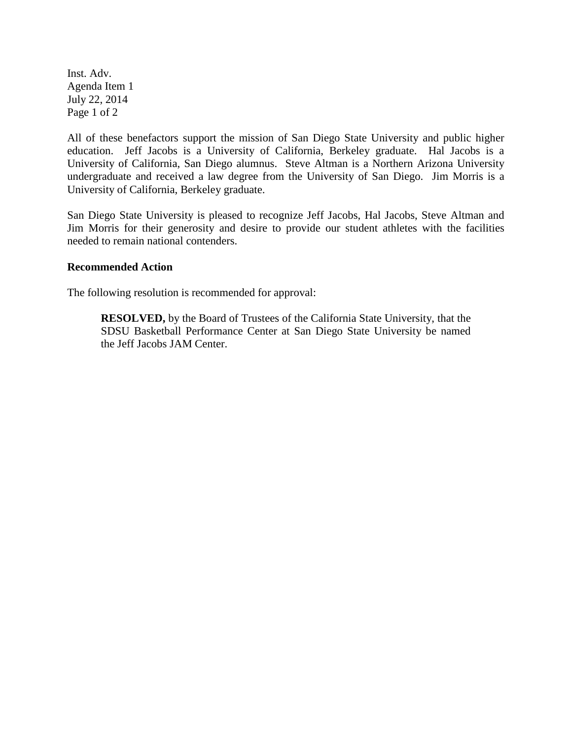All of these benefactors support the mission of San Diego State University and public higher education. Jeff Jacobs is a University of California, Berkeley graduate. Hal Jacobs is a University of California, San Diego alumnus. Steve Altman is a Northern Arizona University undergraduate and received a law degree from the University of San Diego. Jim Morris is a University of California, Berkeley graduate.

San Diego State University is pleased to recognize Jeff Jacobs, Hal Jacobs, Steve Altman and Jim Morris for their generosity and desire to provide our student athletes with the facilities needed to remain national contenders.

**Recommended Action**

The following resolution is recommended for approval:

> **RESOLVED,** by the Board of Trustees of the California State University, that the SDSU Basketball Performance Center at San Diego State University be named the Jeff Jacobs JAM Center.